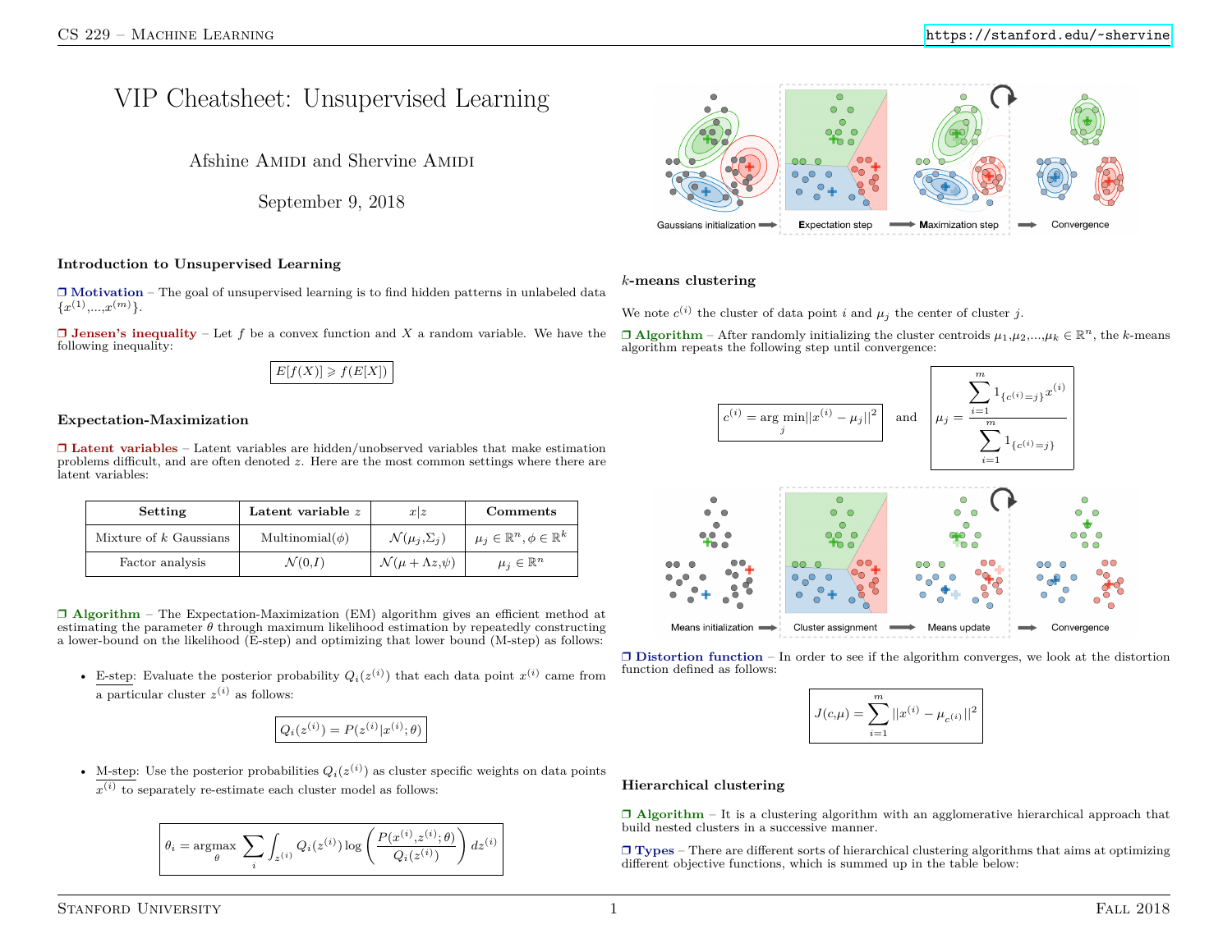# VIP Cheatsheet: Unsupervised Learning

Afshine Amidi and Shervine Amidi

September 9, 2018

## Introduction to Unsupervised Learning

❒ **Motivation** – The goal of unsupervised learning is to find hidden patterns in unlabeled data $\{x^{(1)},...,x^{(m)}\}$.

❒ **Jensen's inequality** – Let $f$ be a convex function and $X$ a random variable. We have the following inequality:

$$E[f(X)] \geqslant f(E[X])$$

## Expectation-Maximization

❒ **Latent variables** – Latent variables are hidden/unobserved variables that make estimation problems difficult, and are often denoted $z$. Here are the most common settings where there are latent variables:

| Setting | Latent variable $z$ | $x\|z$ | Comments |
|---|---|---|---|
| Mixture of $k$ Gaussians | Multinomial$(\phi)$ | $\mathcal{N}(\mu_j,\Sigma_j)$ | $\mu_j \in \mathbb{R}^n, \phi \in \mathbb{R}^k$ |
| Factor analysis | $\mathcal{N}(0,I)$ | $\mathcal{N}(\mu + \Lambda z,\psi)$ | $\mu_j \in \mathbb{R}^n$ |

❒ **Algorithm** – The Expectation-Maximization (EM) algorithm gives an efficient method at estimating the parameter $\theta$ through maximum likelihood estimation by repeatedly constructing a lower-bound on the likelihood (E-step) and optimizing that lower bound (M-step) as follows:

- E-step: Evaluate the posterior probability $Q_i(z^{(i)})$ that each data point $x^{(i)}$ came from a particular cluster $z^{(i)}$ as follows:

$$Q_i(z^{(i)}) = P(z^{(i)}|x^{(i)};\theta)$$

- M-step: Use the posterior probabilities $Q_i(z^{(i)})$ as cluster specific weights on data points $x^{(i)}$ to separately re-estimate each cluster model as follows:

$$\theta_i = \underset{\theta}{\textrm{argmax}} \sum_i \int_{z^{(i)}} Q_i(z^{(i)}) \log\left(\frac{P(x^{(i)},z^{(i)};\theta)}{Q_i(z^{(i)})}\right) dz^{(i)}$$

Gaussians initialization → Expectation step → Maximization step → Convergence

## $k$-means clustering

We note $c^{(i)}$ the cluster of data point $i$ and $\mu_j$ the center of cluster $j$.

❒ **Algorithm** – After randomly initializing the cluster centroids $\mu_1,\mu_2,...,\mu_k \in \mathbb{R}^n$, the $k$-means algorithm repeats the following step until convergence:

$$c^{(i)} = \arg\min_j ||x^{(i)} - \mu_j||^2 \quad \textrm{and} \quad \mu_j = \frac{\displaystyle\sum_{i=1}^m 1_{\{c^{(i)}=j\}}x^{(i)}}{\displaystyle\sum_{i=1}^m 1_{\{c^{(i)}=j\}}}$$

Means initialization → Cluster assignment → Means update → Convergence

❒ **Distortion function** – In order to see if the algorithm converges, we look at the distortion function defined as follows:

$$J(c,\mu) = \sum_{i=1}^m ||x^{(i)} - \mu_{c^{(i)}}||^2$$

## Hierarchical clustering

❒ **Algorithm** – It is a clustering algorithm with an agglomerative hierarchical approach that build nested clusters in a successive manner.

❒ **Types** – There are different sorts of hierarchical clustering algorithms that aims at optimizing different objective functions, which is summed up in the table below: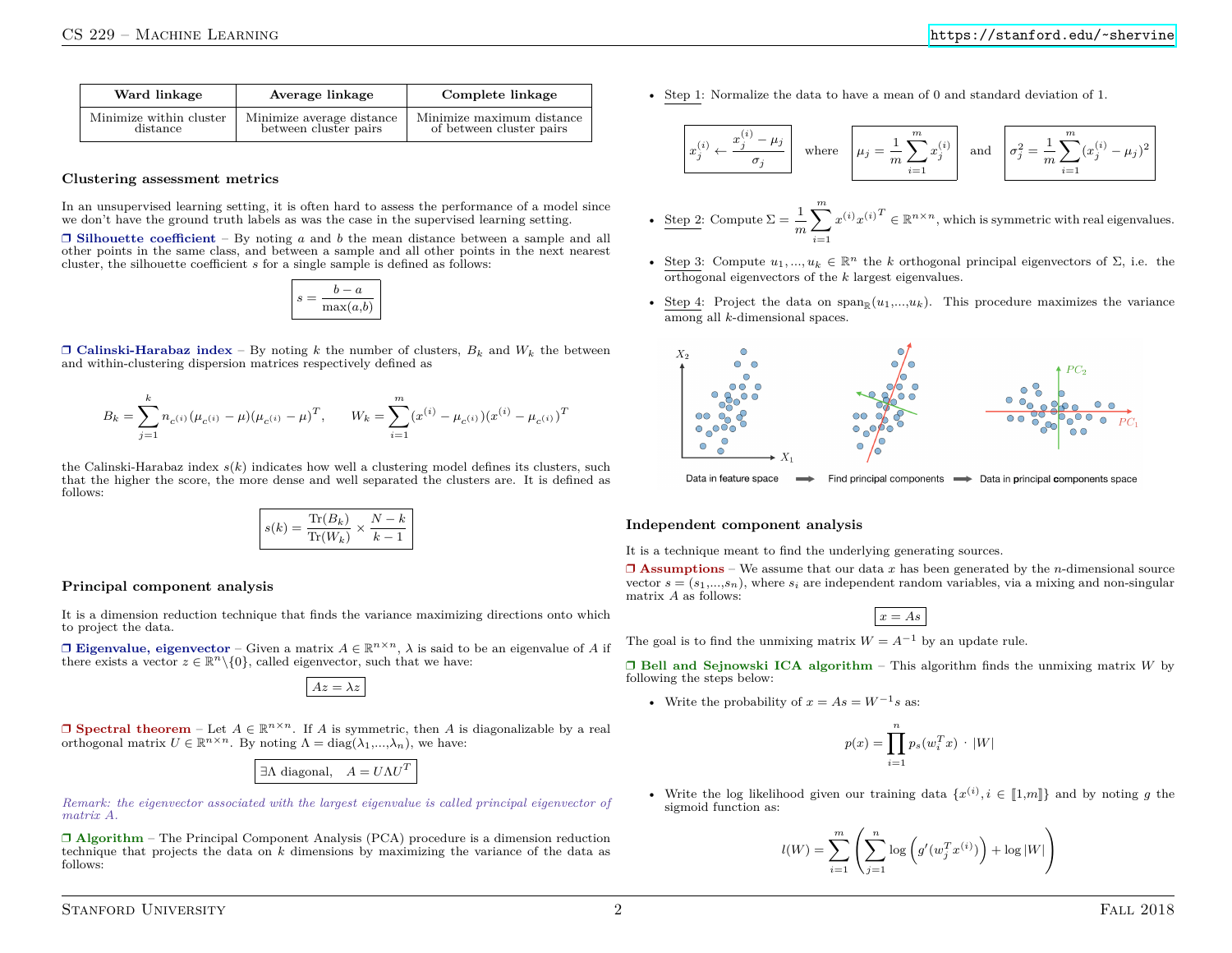| Ward linkage | Average linkage | Complete linkage |
|---|---|---|
| Minimize within cluster distance | Minimize average distance between cluster pairs | Minimize maximum distance of between cluster pairs |

## Clustering assessment metrics

In an unsupervised learning setting, it is often hard to assess the performance of a model since we don't have the ground truth labels as was the case in the supervised learning setting.

❒ **Silhouette coefficient** – By noting $a$ and $b$ the mean distance between a sample and all other points in the same class, and between a sample and all other points in the next nearest cluster, the silhouette coefficient $s$ for a single sample is defined as follows:

$$\boxed{s=\frac{b-a}{\max(a,b)}}$$

❒ **Calinski-Harabaz index** – By noting $k$ the number of clusters, $B_k$ and $W_k$ the between and within-clustering dispersion matrices respectively defined as

$$B_k=\sum_{j=1}^k n_{c^{(i)}}(\mu_{c^{(i)}}-\mu)(\mu_{c^{(i)}}-\mu)^T,\qquad W_k=\sum_{i=1}^m (x^{(i)}-\mu_{c^{(i)}})(x^{(i)}-\mu_{c^{(i)}})^T$$

the Calinski-Harabaz index $s(k)$ indicates how well a clustering model defines its clusters, such that the higher the score, the more dense and well separated the clusters are. It is defined as follows:

$$\boxed{s(k)=\frac{\textrm{Tr}(B_k)}{\textrm{Tr}(W_k)}\times\frac{N-k}{k-1}}$$

## Principal component analysis

It is a dimension reduction technique that finds the variance maximizing directions onto which to project the data.

❒ **Eigenvalue, eigenvector** – Given a matrix $A\in\mathbb{R}^{n\times n}$, $\lambda$ is said to be an eigenvalue of $A$ if there exists a vector $z\in\mathbb{R}^n\backslash\{0\}$, called eigenvector, such that we have:

$$\boxed{Az=\lambda z}$$

❒ **Spectral theorem** – Let $A\in\mathbb{R}^{n\times n}$. If $A$ is symmetric, then $A$ is diagonalizable by a real orthogonal matrix $U\in\mathbb{R}^{n\times n}$. By noting $\Lambda=\textrm{diag}(\lambda_1,...,\lambda_n)$, we have:

$$\boxed{\exists\Lambda\textrm{ diagonal},\quad A=U\Lambda U^T}$$

*Remark: the eigenvector associated with the largest eigenvalue is called principal eigenvector of matrix A.*

❒ **Algorithm** – The Principal Component Analysis (PCA) procedure is a dimension reduction technique that projects the data on $k$ dimensions by maximizing the variance of the data as follows:

- Step 1: Normalize the data to have a mean of 0 and standard deviation of 1.

$$\boxed{x_j^{(i)}\leftarrow\frac{x_j^{(i)}-\mu_j}{\sigma_j}}\quad\textrm{where}\quad\boxed{\mu_j=\frac{1}{m}\sum_{i=1}^m x_j^{(i)}}\quad\textrm{and}\quad\boxed{\sigma_j^2=\frac{1}{m}\sum_{i=1}^m (x_j^{(i)}-\mu_j)^2}$$

- Step 2: Compute $\Sigma=\frac{1}{m}\sum_{i=1}^m x^{(i)}{x^{(i)}}^T\in\mathbb{R}^{n\times n}$, which is symmetric with real eigenvalues.
- Step 3: Compute $u_1,...,u_k\in\mathbb{R}^n$ the $k$ orthogonal principal eigenvectors of $\Sigma$, i.e. the orthogonal eigenvectors of the $k$ largest eigenvalues.
- Step 4: Project the data on $\textrm{span}_\mathbb{R}(u_1,...,u_k)$. This procedure maximizes the variance among all $k$-dimensional spaces.

Data in feature space ➡ Find principal components ➡ Data in principal components space

## Independent component analysis

It is a technique meant to find the underlying generating sources.

❒ **Assumptions** – We assume that our data $x$ has been generated by the $n$-dimensional source vector $s=(s_1,...,s_n)$, where $s_i$ are independent random variables, via a mixing and non-singular matrix $A$ as follows:

$$\boxed{x=As}$$

The goal is to find the unmixing matrix $W=A^{-1}$ by an update rule.

❒ **Bell and Sejnowski ICA algorithm** – This algorithm finds the unmixing matrix $W$ by following the steps below:

- Write the probability of $x=As=W^{-1}s$ as:

$$p(x)=\prod_{i=1}^n p_s(w_i^Tx)\cdot|W|$$

- Write the log likelihood given our training data $\{x^{(i)}, i\in[\![1,m]\!]\}$ and by noting $g$ the sigmoid function as:

$$l(W)=\sum_{i=1}^m\left(\sum_{j=1}^n\log\Big(g'(w_j^Tx^{(i)})\Big)+\log|W|\right)$$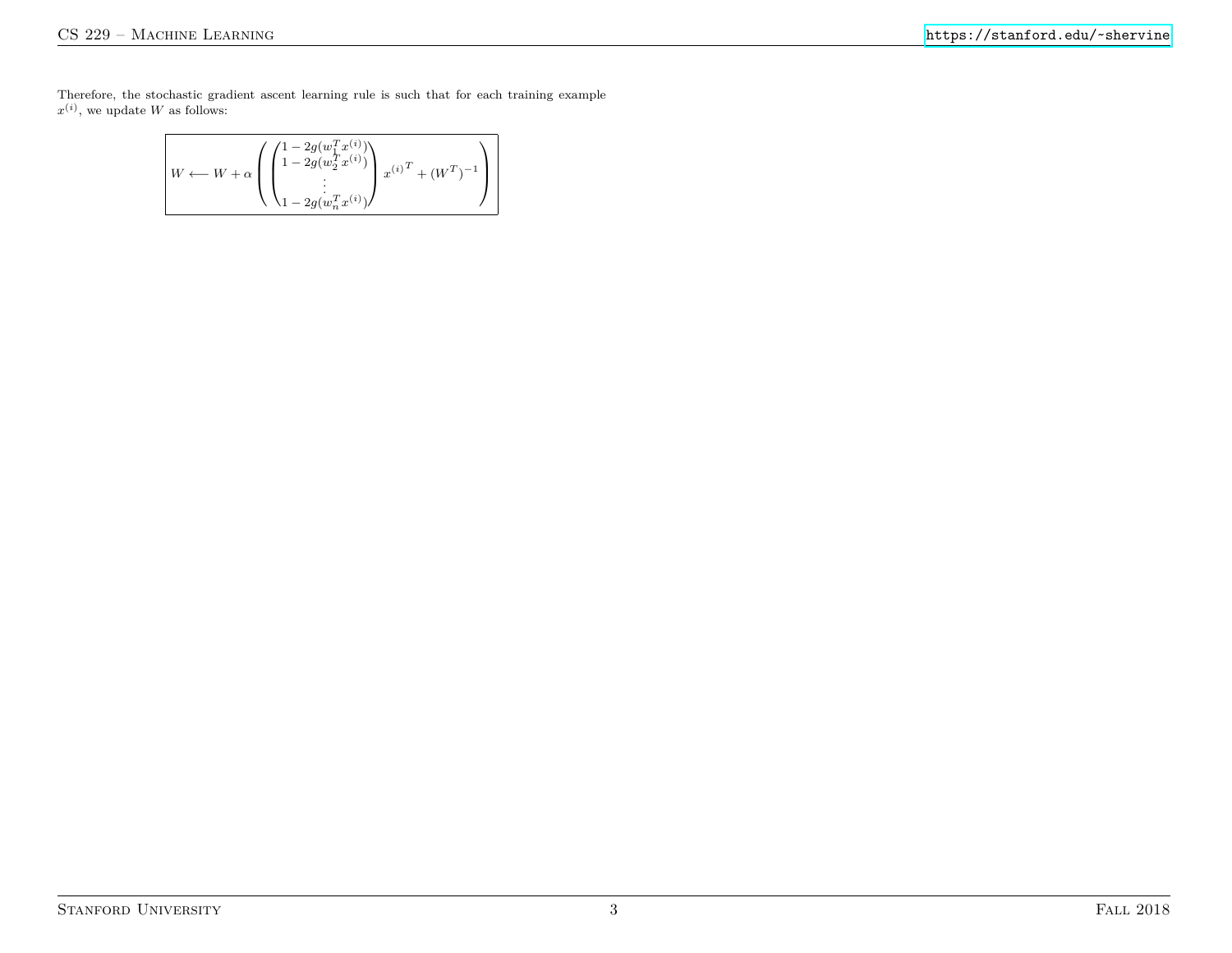Therefore, the stochastic gradient ascent learning rule is such that for each training example $x^{(i)}$, we update $W$ as follows:

$$\boxed{W \longleftarrow W + \alpha\left(\begin{pmatrix}1-2g(w_1^T x^{(i)})\\1-2g(w_2^T x^{(i)})\\\vdots\\1-2g(w_n^T x^{(i)})\end{pmatrix}{x^{(i)}}^T + (W^T)^{-1}\right)}$$